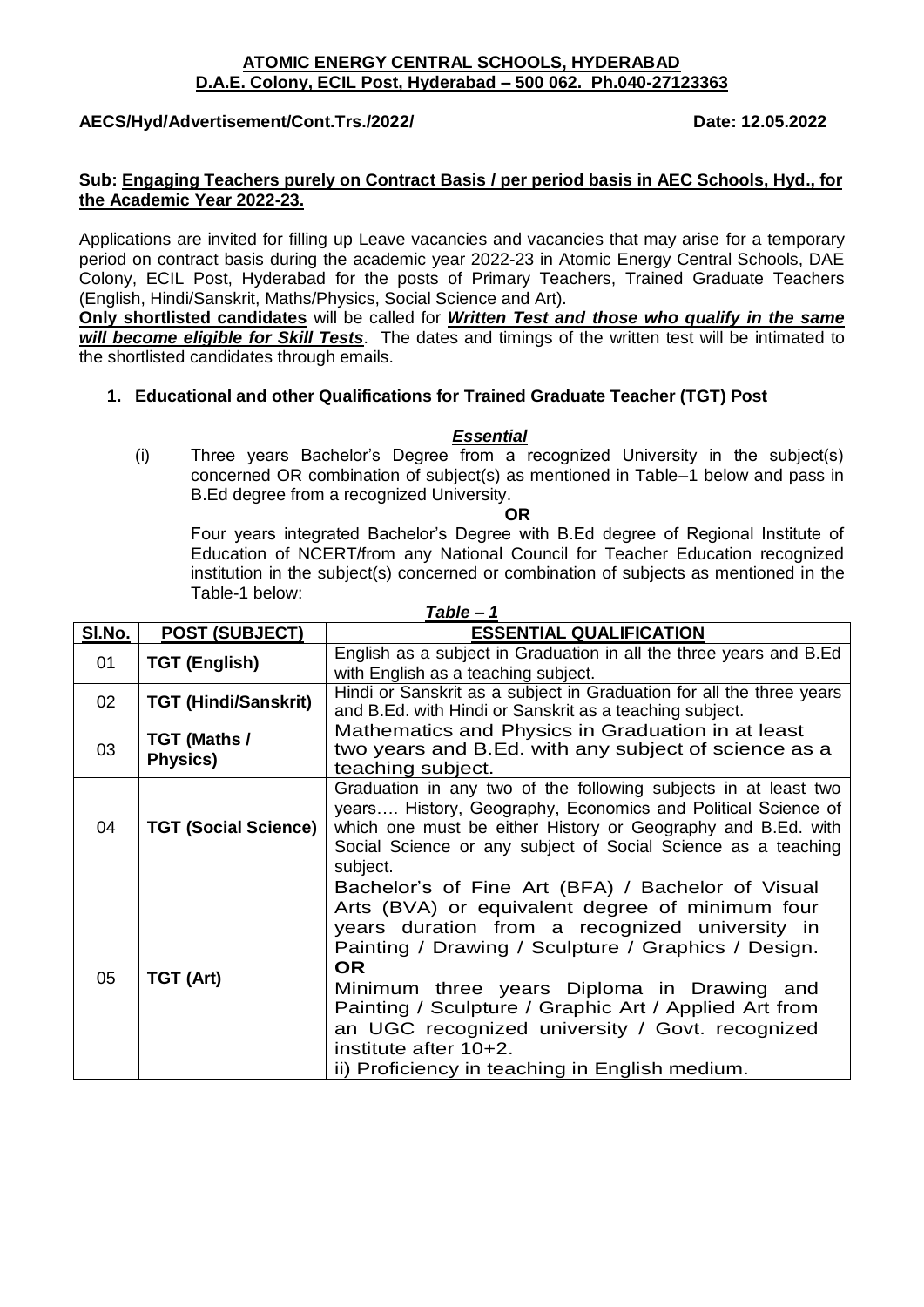**ATOMIC ENERGY CENTRAL SCHOOLS, HYDERABAD**
**D.A.E. Colony, ECIL Post, Hyderabad – 500 062. Ph.040-27123363**

**AECS/Hyd/Advertisement/Cont.Trs./2022/** **Date: 12.05.2022**

**Sub: Engaging Teachers purely on Contract Basis / per period basis in AEC Schools, Hyd., for the Academic Year 2022-23.**

Applications are invited for filling up Leave vacancies and vacancies that may arise for a temporary period on contract basis during the academic year 2022-23 in Atomic Energy Central Schools, DAE Colony, ECIL Post, Hyderabad for the posts of Primary Teachers, Trained Graduate Teachers (English, Hindi/Sanskrit, Maths/Physics, Social Science and Art).

**Only shortlisted candidates** will be called for ***Written Test and those who qualify in the same will become eligible for Skill Tests***. The dates and timings of the written test will be intimated to the shortlisted candidates through emails.

**1. Educational and other Qualifications for Trained Graduate Teacher (TGT) Post**

***Essential***

(i) Three years Bachelor's Degree from a recognized University in the subject(s) concerned OR combination of subject(s) as mentioned in Table–1 below and pass in B.Ed degree from a recognized University.

**OR**

Four years integrated Bachelor's Degree with B.Ed degree of Regional Institute of Education of NCERT/from any National Council for Teacher Education recognized institution in the subject(s) concerned or combination of subjects as mentioned in the Table-1 below:

***Table – 1***

| Sl.No. | POST (SUBJECT) | ESSENTIAL QUALIFICATION |
|---|---|---|
| 01 | **TGT (English)** | English as a subject in Graduation in all the three years and B.Ed with English as a teaching subject. |
| 02 | **TGT (Hindi/Sanskrit)** | Hindi or Sanskrit as a subject in Graduation for all the three years and B.Ed. with Hindi or Sanskrit as a teaching subject. |
| 03 | **TGT (Maths / Physics)** | Mathematics and Physics in Graduation in at least two years and B.Ed. with any subject of science as a teaching subject. |
| 04 | **TGT (Social Science)** | Graduation in any two of the following subjects in at least two years…. History, Geography, Economics and Political Science of which one must be either History or Geography and B.Ed. with Social Science or any subject of Social Science as a teaching subject. |
| 05 | **TGT (Art)** | Bachelor's of Fine Art (BFA) / Bachelor of Visual Arts (BVA) or equivalent degree of minimum four years duration from a recognized university in Painting / Drawing / Sculpture / Graphics / Design. **OR** Minimum three years Diploma in Drawing and Painting / Sculpture / Graphic Art / Applied Art from an UGC recognized university / Govt. recognized institute after 10+2. ii) Proficiency in teaching in English medium. |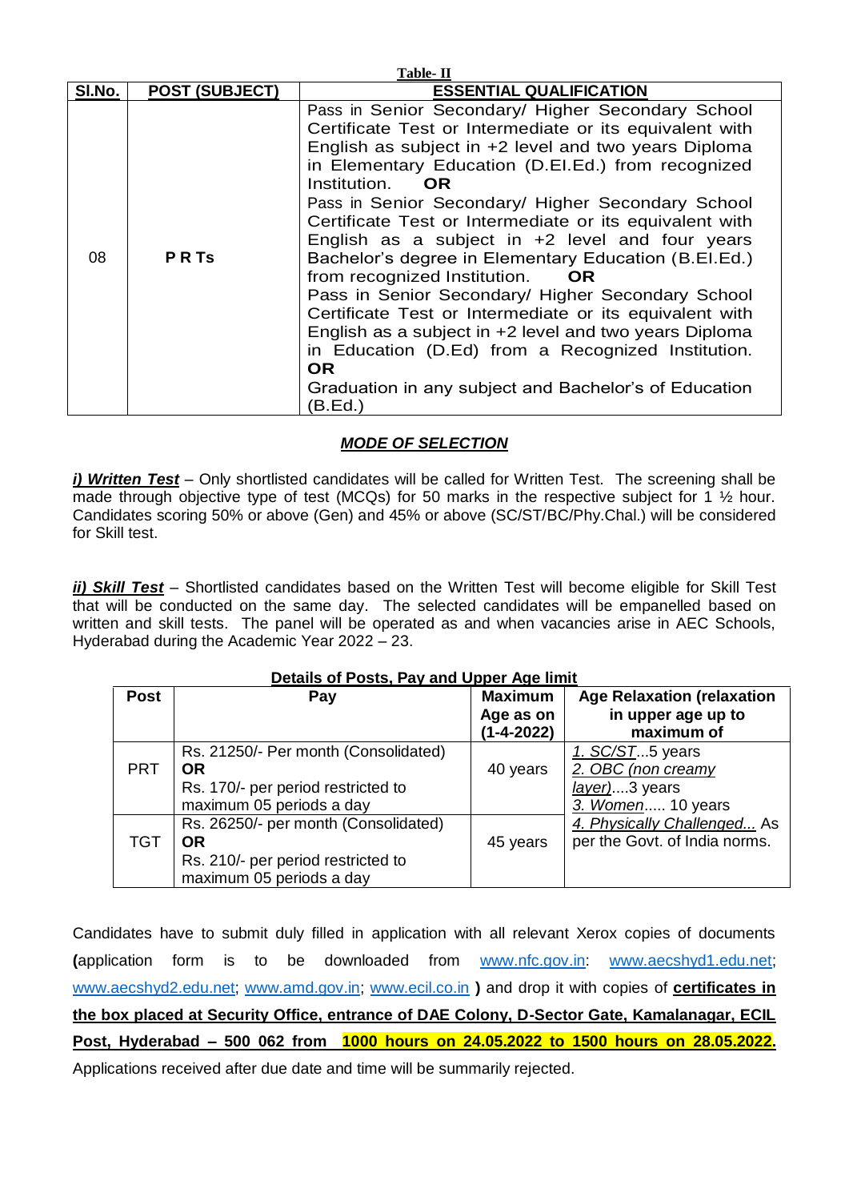**Table- II**

| Sl.No. | POST (SUBJECT) | ESSENTIAL QUALIFICATION |
|---|---|---|
| 08 | **P R Ts** | Pass in Senior Secondary/ Higher Secondary School Certificate Test or Intermediate or its equivalent with English as subject in +2 level and two years Diploma in Elementary Education (D.El.Ed.) from recognized Institution. **OR** Pass in Senior Secondary/ Higher Secondary School Certificate Test or Intermediate or its equivalent with English as a subject in +2 level and four years Bachelor's degree in Elementary Education (B.El.Ed.) from recognized Institution. **OR** Pass in Senior Secondary/ Higher Secondary School Certificate Test or Intermediate or its equivalent with English as a subject in +2 level and two years Diploma in Education (D.Ed) from a Recognized Institution. **OR** Graduation in any subject and Bachelor's of Education (B.Ed.) |

## ***MODE OF SELECTION***

***i) Written Test*** – Only shortlisted candidates will be called for Written Test. The screening shall be made through objective type of test (MCQs) for 50 marks in the respective subject for 1 ½ hour. Candidates scoring 50% or above (Gen) and 45% or above (SC/ST/BC/Phy.Chal.) will be considered for Skill test.

***ii) Skill Test*** – Shortlisted candidates based on the Written Test will become eligible for Skill Test that will be conducted on the same day. The selected candidates will be empanelled based on written and skill tests. The panel will be operated as and when vacancies arise in AEC Schools, Hyderabad during the Academic Year 2022 – 23.

**Details of Posts, Pay and Upper Age limit**

| Post | Pay | Maximum Age as on (1-4-2022) | Age Relaxation (relaxation in upper age up to maximum of |
|---|---|---|---|
| PRT | Rs. 21250/- Per month (Consolidated) **OR** Rs. 170/- per period restricted to maximum 05 periods a day | 40 years | 1. SC/ST...5 years<br>2. OBC (non creamy layer)....3 years<br>3. Women..... 10 years<br>4. Physically Challenged... As per the Govt. of India norms. |
| TGT | Rs. 26250/- per month (Consolidated) **OR** Rs. 210/- per period restricted to maximum 05 periods a day | 45 years | |

Candidates have to submit duly filled in application with all relevant Xerox copies of documents **(**application form is to be downloaded from www.nfc.gov.in: www.aecshyd1.edu.net; www.aecshyd2.edu.net; www.amd.gov.in; www.ecil.co.in **)** and drop it with copies of **certificates in the box placed at Security Office, entrance of DAE Colony, D-Sector Gate, Kamalanagar, ECIL Post, Hyderabad – 500 062 from 1000 hours on 24.05.2022 to 1500 hours on 28.05.2022.** Applications received after due date and time will be summarily rejected.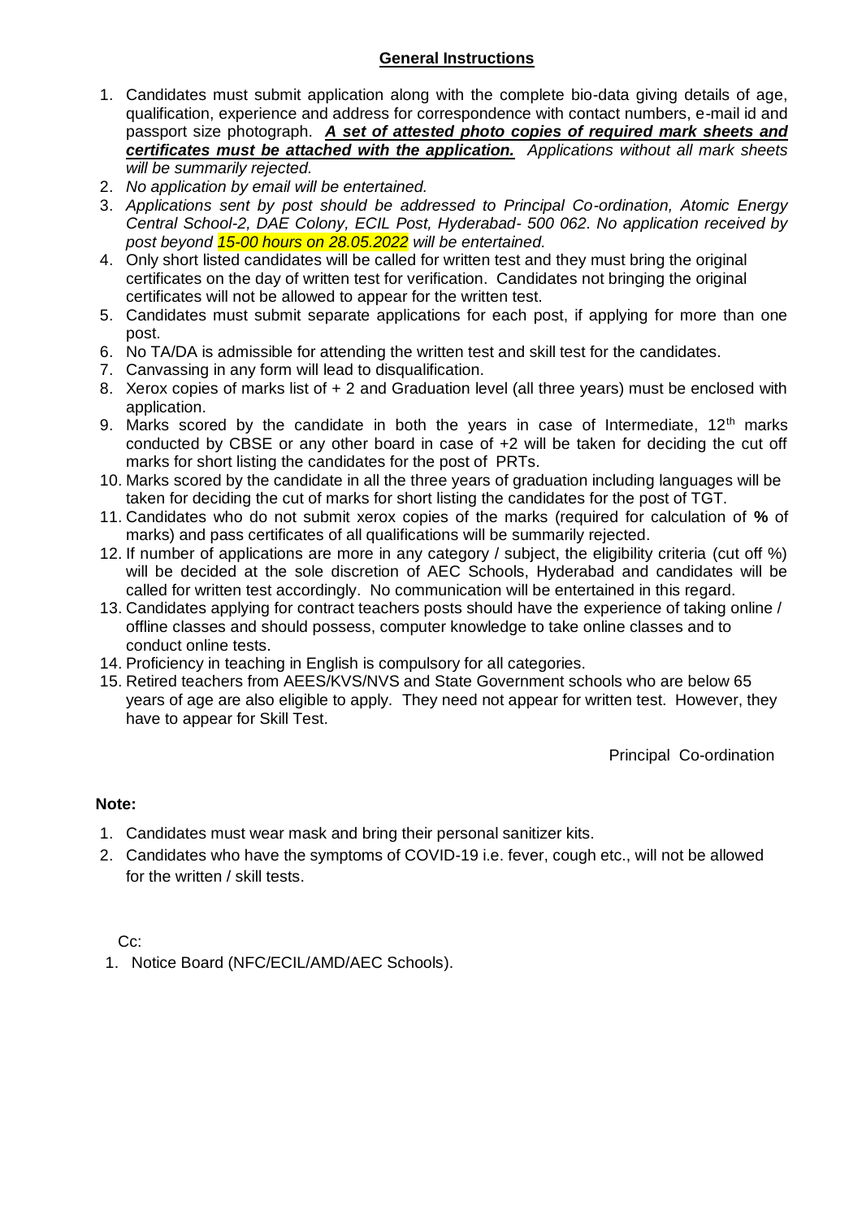## General Instructions

1. Candidates must submit application along with the complete bio-data giving details of age, qualification, experience and address for correspondence with contact numbers, e-mail id and passport size photograph. ***A set of attested photo copies of required mark sheets and certificates must be attached with the application.*** *Applications without all mark sheets will be summarily rejected.*
2. *No application by email will be entertained.*
3. *Applications sent by post should be addressed to Principal Co-ordination, Atomic Energy Central School-2, DAE Colony, ECIL Post, Hyderabad- 500 062. No application received by post beyond 15-00 hours on 28.05.2022 will be entertained.*
4. Only short listed candidates will be called for written test and they must bring the original certificates on the day of written test for verification. Candidates not bringing the original certificates will not be allowed to appear for the written test.
5. Candidates must submit separate applications for each post, if applying for more than one post.
6. No TA/DA is admissible for attending the written test and skill test for the candidates.
7. Canvassing in any form will lead to disqualification.
8. Xerox copies of marks list of + 2 and Graduation level (all three years) must be enclosed with application.
9. Marks scored by the candidate in both the years in case of Intermediate, 12th marks conducted by CBSE or any other board in case of +2 will be taken for deciding the cut off marks for short listing the candidates for the post of PRTs.
10. Marks scored by the candidate in all the three years of graduation including languages will be taken for deciding the cut of marks for short listing the candidates for the post of TGT.
11. Candidates who do not submit xerox copies of the marks (required for calculation of **%** of marks) and pass certificates of all qualifications will be summarily rejected.
12. If number of applications are more in any category / subject, the eligibility criteria (cut off %) will be decided at the sole discretion of AEC Schools, Hyderabad and candidates will be called for written test accordingly. No communication will be entertained in this regard.
13. Candidates applying for contract teachers posts should have the experience of taking online / offline classes and should possess, computer knowledge to take online classes and to conduct online tests.
14. Proficiency in teaching in English is compulsory for all categories.
15. Retired teachers from AEES/KVS/NVS and State Government schools who are below 65 years of age are also eligible to apply. They need not appear for written test. However, they have to appear for Skill Test.

Principal Co-ordination

**Note:**

1. Candidates must wear mask and bring their personal sanitizer kits.
2. Candidates who have the symptoms of COVID-19 i.e. fever, cough etc., will not be allowed for the written / skill tests.

Cc:

1. Notice Board (NFC/ECIL/AMD/AEC Schools).